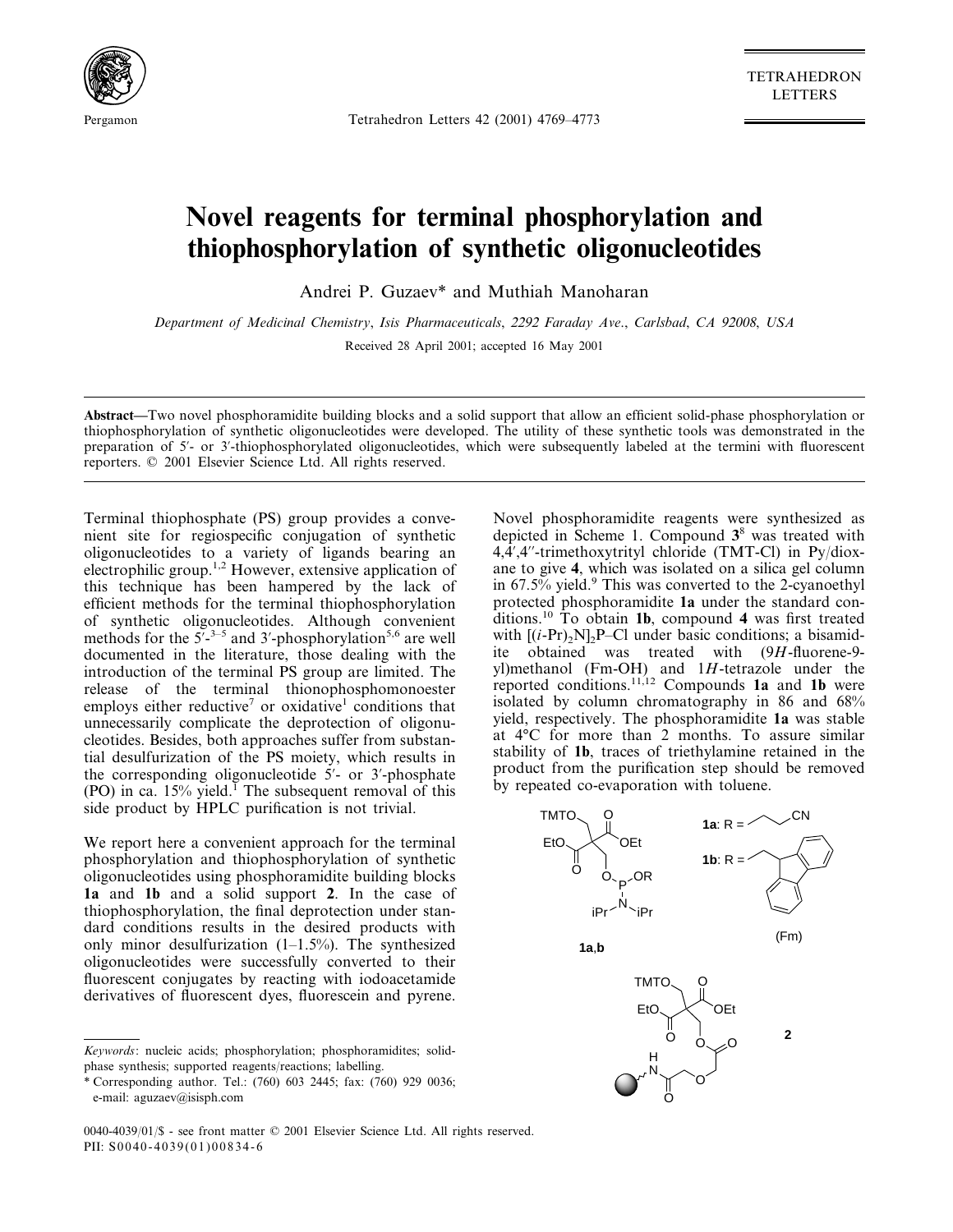# Novel reagents for terminal phosphorylation and thiophosphorylation of synthetic oligonucleotides

Andrei P. Guzaev* and Muthiah Manoharan

*Department of Medicinal Chemistry, Isis Pharmaceuticals, 2292 Faraday Ave., Carlsbad, CA 92008, USA*

Received 28 April 2001; accepted 16 May 2001

**Abstract**—Two novel phosphoramidite building blocks and a solid support that allow an efficient solid-phase phosphorylation or thiophosphorylation of synthetic oligonucleotides were developed. The utility of these synthetic tools was demonstrated in the preparation of 5′- or 3′-thiophosphorylated oligonucleotides, which were subsequently labeled at the termini with fluorescent reporters. © 2001 Elsevier Science Ltd. All rights reserved.

Terminal thiophosphate (PS) group provides a convenient site for regiospecific conjugation of synthetic oligonucleotides to a variety of ligands bearing an electrophilic group.[1,2] However, extensive application of this technique has been hampered by the lack of efficient methods for the terminal thiophosphorylation of synthetic oligonucleotides. Although convenient methods for the 5′-[3–5] and 3′-phosphorylation[5,6] are well documented in the literature, those dealing with the introduction of the terminal PS group are limited. The release of the terminal thionophosphomonoester employs either reductive[7] or oxidative[1] conditions that unnecessarily complicate the deprotection of oligonucleotides. Besides, both approaches suffer from substantial desulfurization of the PS moiety, which results in the corresponding oligonucleotide 5′- or 3′-phosphate (PO) in ca. 15% yield.[1] The subsequent removal of this side product by HPLC purification is not trivial.

We report here a convenient approach for the terminal phosphorylation and thiophosphorylation of synthetic oligonucleotides using phosphoramidite building blocks **1a** and **1b** and a solid support **2**. In the case of thiophosphorylation, the final deprotection under standard conditions results in the desired products with only minor desulfurization (1–1.5%). The synthesized oligonucleotides were successfully converted to their fluorescent conjugates by reacting with iodoacetamide derivatives of fluorescent dyes, fluorescein and pyrene.

Novel phosphoramidite reagents were synthesized as depicted in Scheme 1. Compound **3**[8] was treated with 4,4′,4″-trimethoxytrityl chloride (TMT-Cl) in Py/dioxane to give **4**, which was isolated on a silica gel column in 67.5% yield.[9] This was converted to the 2-cyanoethyl protected phosphoramidite **1a** under the standard conditions.[10] To obtain **1b**, compound **4** was first treated with $[(i\text{-Pr})_2N]_2P$–Cl under basic conditions; a bisamidite obtained was treated with (9*H*-fluorene-9-yl)methanol (Fm-OH) and 1*H*-tetrazole under the reported conditions.[11,12] Compounds **1a** and **1b** were isolated by column chromatography in 86 and 68% yield, respectively. The phosphoramidite **1a** was stable at 4°C for more than 2 months. To assure similar stability of **1b**, traces of triethylamine retained in the product from the purification step should be removed by repeated co-evaporation with toluene.

**1a**,**b** — **1a**: R = $CH_2CH_2CN$; **1b**: R = (Fm)

**2**

*Keywords*: nucleic acids; phosphorylation; phosphoramidites; solid-phase synthesis; supported reagents/reactions; labelling.

\* Corresponding author. Tel.: (760) 603 2445; fax: (760) 929 0036; e-mail: aguzaev@isisph.com

0040-4039/01/$ - see front matter © 2001 Elsevier Science Ltd. All rights reserved.
PII: S0040-4039(01)00834-6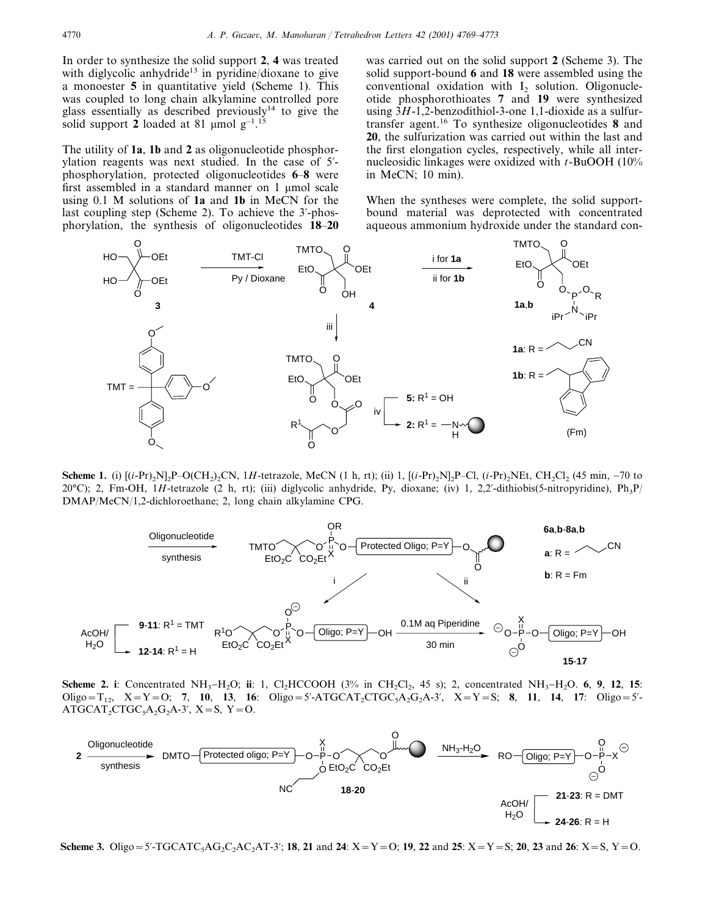In order to synthesize the solid support **2**, **4** was treated with diglycolic anhydride[13] in pyridine/dioxane to give a monoester **5** in quantitative yield (Scheme 1). This was coupled to long chain alkylamine controlled pore glass essentially as described previously[14] to give the solid support **2** loaded at 81 μmol $g^{-1}$.[15]

The utility of **1a**, **1b** and **2** as oligonucleotide phosphorylation reagents was next studied. In the case of 5′-phosphorylation, protected oligonucleotides **6**–**8** were first assembled in a standard manner on 1 μmol scale using 0.1 M solutions of **1a** and **1b** in MeCN for the last coupling step (Scheme 2). To achieve the 3′-phosphorylation, the synthesis of oligonucleotides **18**–**20** was carried out on the solid support **2** (Scheme 3). The solid support-bound **6** and **18** were assembled using the conventional oxidation with $I_2$ solution. Oligonucleotide phosphorothioates **7** and **19** were synthesized using 3*H*-1,2-benzodithiol-3-one 1,1-dioxide as a sulfur-transfer agent.[16] To synthesize oligonucleotides **8** and **20**, the sulfurization was carried out within the last and the first elongation cycles, respectively, while all internucleosidic linkages were oxidized with *t*-BuOOH (10% in MeCN; 10 min).

When the syntheses were complete, the solid support-bound material was deprotected with concentrated aqueous ammonium hydroxide under the standard con-

**Scheme 1.** (i) $[(i\text{-Pr})_2N]_2P–O(CH_2)_2CN$, 1*H*-tetrazole, MeCN (1 h, rt); (ii) 1, $[(i\text{-Pr})_2N]_2P–Cl$, $(i\text{-Pr})_2NEt$, $CH_2Cl_2$ (45 min, −70 to 20°C); 2, Fm-OH, 1*H*-tetrazole (2 h, rt); (iii) diglycolic anhydride, Py, dioxane; (iv) 1, 2,2′-dithiobis(5-nitropyridine), $Ph_3P$/DMAP/MeCN/1,2-dichloroethane; 2, long chain alkylamine CPG.

**Scheme 2. i**: Concentrated $NH_3$–$H_2O$; **ii**: 1, $Cl_2HCCOOH$ (3% in $CH_2Cl_2$, 45 s); 2, concentrated $NH_3$–$H_2O$. **6**, **9**, **12**, **15**: Oligo = $T_{12}$, X = Y = O; **7**, **10**, **13**, **16**: Oligo = 5′-ATGCAT$_2$CTGC$_5$A$_2$G$_2$A-3′, X = Y = S; **8**, **11**, **14**, **17**: Oligo = 5′-ATGCAT$_2$CTGC$_5$A$_2$G$_2$A-3′, X = S, Y = O.

**Scheme 3.** Oligo = 5′-TGCATC$_5$AG$_2$C$_2$AC$_2$AT-3′; **18**, **21** and **24**: X = Y = O; **19**, **22** and **25**: X = Y = S; **20**, **23** and **26**: X = S, Y = O.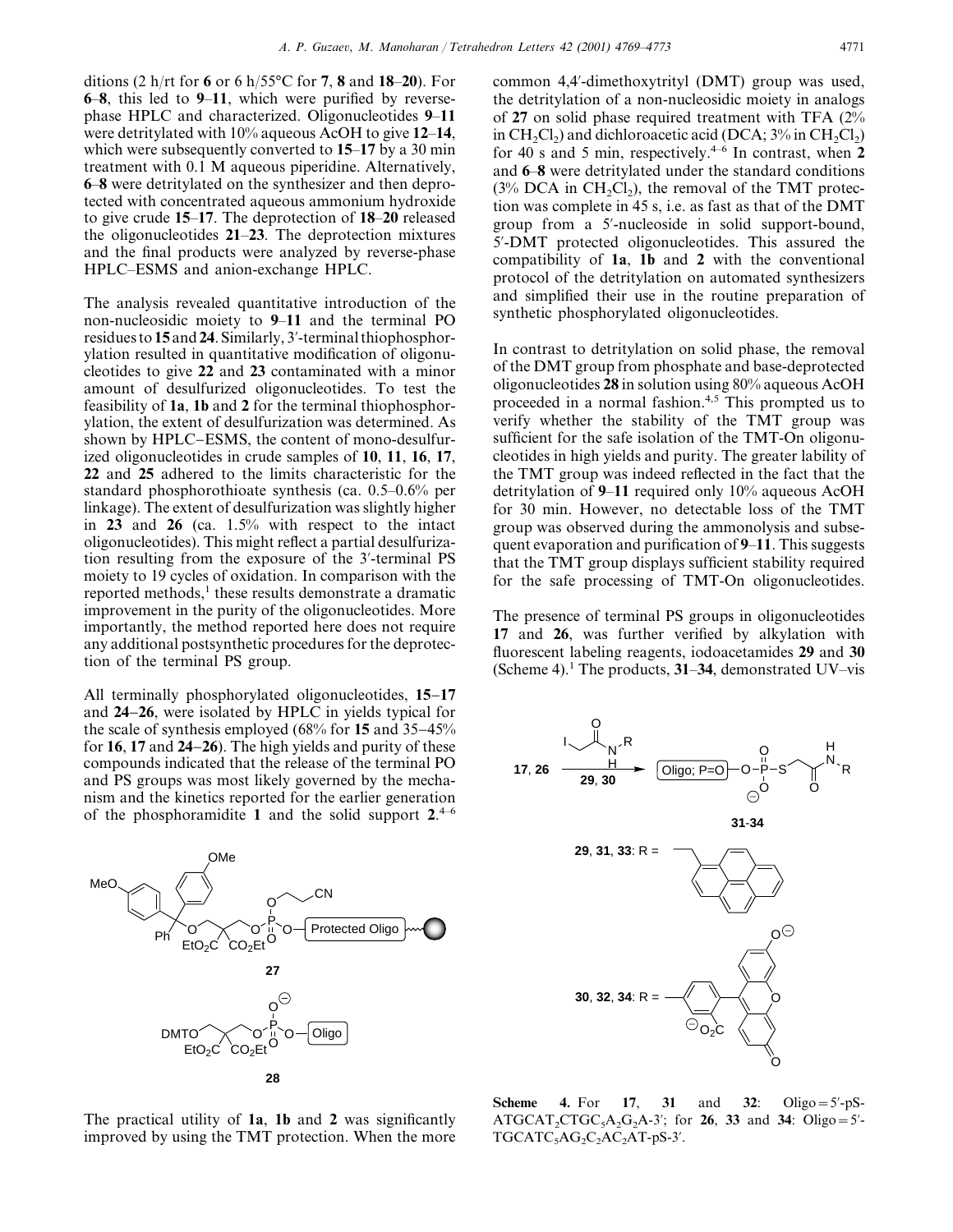ditions (2 h/rt for **6** or 6 h/55°C for **7**, **8** and **18**–**20**). For **6**–**8**, this led to **9**–**11**, which were purified by reverse-phase HPLC and characterized. Oligonucleotides **9**–**11** were detritylated with 10% aqueous AcOH to give **12**–**14**, which were subsequently converted to **15**–**17** by a 30 min treatment with 0.1 M aqueous piperidine. Alternatively, **6**–**8** were detritylated on the synthesizer and then deprotected with concentrated aqueous ammonium hydroxide to give crude **15**–**17**. The deprotection of **18**–**20** released the oligonucleotides **21**–**23**. The deprotection mixtures and the final products were analyzed by reverse-phase HPLC–ESMS and anion-exchange HPLC.

The analysis revealed quantitative introduction of the non-nucleosidic moiety to **9**–**11** and the terminal PO residues to **15** and **24**. Similarly, 3′-terminal thiophosphorylation resulted in quantitative modification of oligonucleotides to give **22** and **23** contaminated with a minor amount of desulfurized oligonucleotides. To test the feasibility of **1a**, **1b** and **2** for the terminal thiophosphorylation, the extent of desulfurization was determined. As shown by HPLC–ESMS, the content of mono-desulfurized oligonucleotides in crude samples of **10**, **11**, **16**, **17**, **22** and **25** adhered to the limits characteristic for the standard phosphorothioate synthesis (ca. 0.5–0.6% per linkage). The extent of desulfurization was slightly higher in **23** and **26** (ca. 1.5% with respect to the intact oligonucleotides). This might reflect a partial desulfurization resulting from the exposure of the 3′-terminal PS moiety to 19 cycles of oxidation. In comparison with the reported methods,[1] these results demonstrate a dramatic improvement in the purity of the oligonucleotides. More importantly, the method reported here does not require any additional postsynthetic procedures for the deprotection of the terminal PS group.

All terminally phosphorylated oligonucleotides, **15**–**17** and **24**–**26**, were isolated by HPLC in yields typical for the scale of synthesis employed (68% for **15** and 35–45% for **16**, **17** and **24**–**26**). The high yields and purity of these compounds indicated that the release of the terminal PO and PS groups was most likely governed by the mechanism and the kinetics reported for the earlier generation of the phosphoramidite **1** and the solid support **2**.[4–6]

**27**

**28**

The practical utility of **1a**, **1b** and **2** was significantly improved by using the TMT protection. When the more common 4,4′-dimethoxytrityl (DMT) group was used, the detritylation of a non-nucleosidic moiety in analogs of **27** on solid phase required treatment with TFA (2% in $CH_2Cl_2$) and dichloroacetic acid (DCA; 3% in $CH_2Cl_2$) for 40 s and 5 min, respectively.[4–6] In contrast, when **2** and **6**–**8** were detritylated under the standard conditions (3% DCA in $CH_2Cl_2$), the removal of the TMT protection was complete in 45 s, i.e. as fast as that of the DMT group from a 5′-nucleoside in solid support-bound, 5′-DMT protected oligonucleotides. This assured the compatibility of **1a**, **1b** and **2** with the conventional protocol of the detritylation on automated synthesizers and simplified their use in the routine preparation of synthetic phosphorylated oligonucleotides.

In contrast to detritylation on solid phase, the removal of the DMT group from phosphate and base-deprotected oligonucleotides **28** in solution using 80% aqueous AcOH proceeded in a normal fashion.[4,5] This prompted us to verify whether the stability of the TMT group was sufficient for the safe isolation of the TMT-On oligonucleotides in high yields and purity. The greater lability of the TMT group was indeed reflected in the fact that the detritylation of **9**–**11** required only 10% aqueous AcOH for 30 min. However, no detectable loss of the TMT group was observed during the ammonolysis and subsequent evaporation and purification of **9**–**11**. This suggests that the TMT group displays sufficient stability required for the safe processing of TMT-On oligonucleotides.

The presence of terminal PS groups in oligonucleotides **17** and **26**, was further verified by alkylation with fluorescent labeling reagents, iodoacetamides **29** and **30** (Scheme 4).[1] The products, **31**–**34**, demonstrated UV–vis

**31**-**34**

**29**, **31**, **33**: R =

**30**, **32**, **34**: R =

**Scheme 4.** For **17**, **31** and **32**: Oligo = 5′-pS-ATGCAT$_2$CTGC$_5$A$_2$G$_2$A-3′; for **26**, **33** and **34**: Oligo = 5′-TGCATC$_5$AG$_2$C$_2$AC$_2$AT-pS-3′.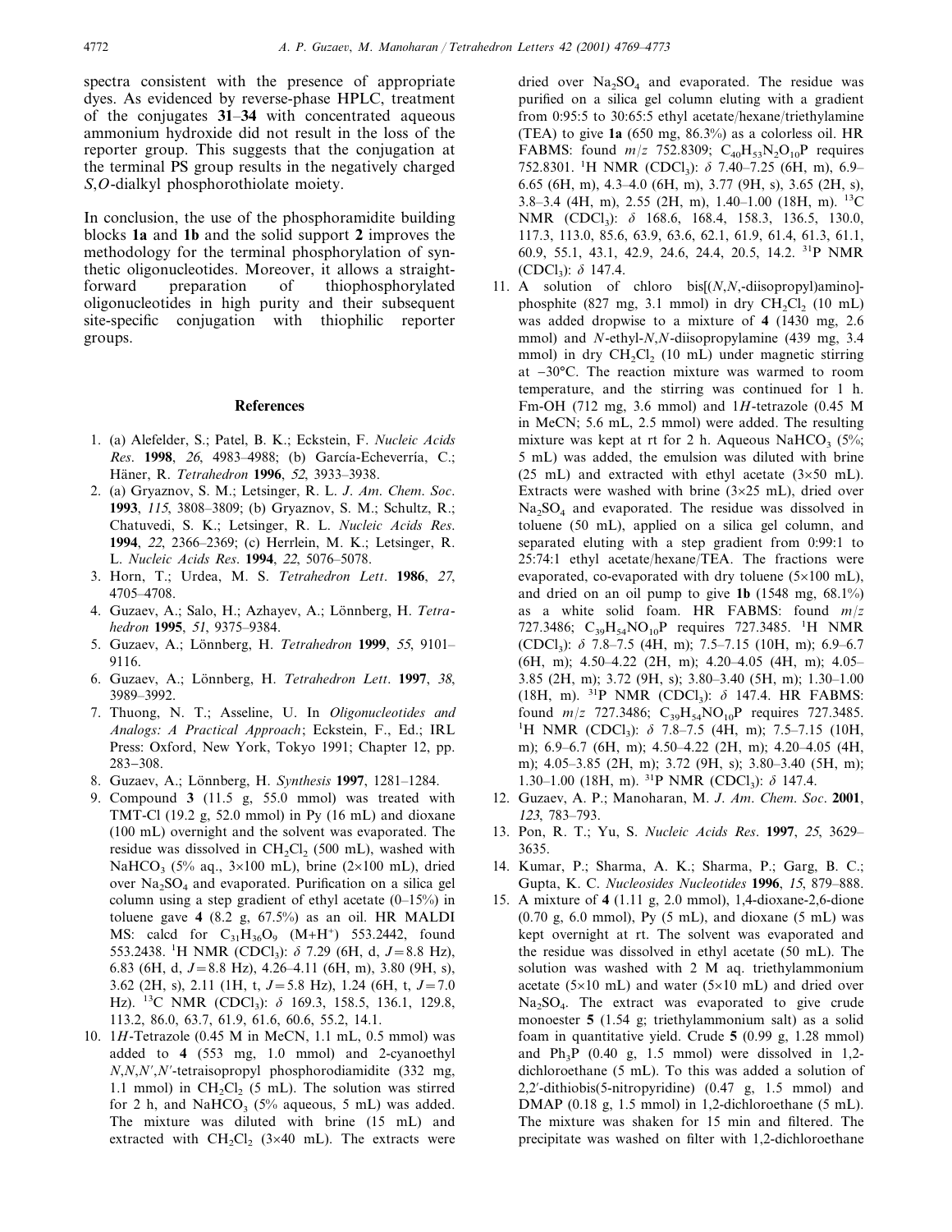spectra consistent with the presence of appropriate dyes. As evidenced by reverse-phase HPLC, treatment of the conjugates **31**–**34** with concentrated aqueous ammonium hydroxide did not result in the loss of the reporter group. This suggests that the conjugation at the terminal PS group results in the negatively charged *S*,*O*-dialkyl phosphorothiolate moiety.

In conclusion, the use of the phosphoramidite building blocks **1a** and **1b** and the solid support **2** improves the methodology for the terminal phosphorylation of synthetic oligonucleotides. Moreover, it allows a straightforward preparation of thiophosphorylated oligonucleotides in high purity and their subsequent site-specific conjugation with thiophilic reporter groups.

## References

1. (a) Alefelder, S.; Patel, B. K.; Eckstein, F. *Nucleic Acids Res*. **1998**, *26*, 4983–4988; (b) García-Echeverría, C.; Häner, R. *Tetrahedron* **1996**, *52*, 3933–3938.
2. (a) Gryaznov, S. M.; Letsinger, R. L. *J. Am. Chem. Soc*. **1993**, *115*, 3808–3809; (b) Gryaznov, S. M.; Schultz, R.; Chatuvedi, S. K.; Letsinger, R. L. *Nucleic Acids Res*. **1994**, *22*, 2366–2369; (c) Herrlein, M. K.; Letsinger, R. L. *Nucleic Acids Res*. **1994**, *22*, 5076–5078.
3. Horn, T.; Urdea, M. S. *Tetrahedron Lett*. **1986**, *27*, 4705–4708.
4. Guzaev, A.; Salo, H.; Azhayev, A.; Lönnberg, H. *Tetrahedron* **1995**, *51*, 9375–9384.
5. Guzaev, A.; Lönnberg, H. *Tetrahedron* **1999**, *55*, 9101–9116.
6. Guzaev, A.; Lönnberg, H. *Tetrahedron Lett*. **1997**, *38*, 3989–3992.
7. Thuong, N. T.; Asseline, U. In *Oligonucleotides and Analogs: A Practical Approach*; Eckstein, F., Ed.; IRL Press: Oxford, New York, Tokyo 1991; Chapter 12, pp. 283–308.
8. Guzaev, A.; Lönnberg, H. *Synthesis* **1997**, 1281–1284.
9. Compound **3** (11.5 g, 55.0 mmol) was treated with TMT-Cl (19.2 g, 52.0 mmol) in Py (16 mL) and dioxane (100 mL) overnight and the solvent was evaporated. The residue was dissolved in $CH_2Cl_2$ (500 mL), washed with $NaHCO_3$ (5% aq., 3×100 mL), brine (2×100 mL), dried over $Na_2SO_4$ and evaporated. Purification on a silica gel column using a step gradient of ethyl acetate (0–15%) in toluene gave **4** (8.2 g, 67.5%) as an oil. HR MALDI MS: calcd for $C_{31}H_{36}O_9$ ($M+H^+$) 553.2442, found 553.2438. $^1$H NMR ($CDCl_3$): δ 7.29 (6H, d, *J*=8.8 Hz), 6.83 (6H, d, *J*=8.8 Hz), 4.26–4.11 (6H, m), 3.80 (9H, s), 3.62 (2H, s), 2.11 (1H, t, *J*=5.8 Hz), 1.24 (6H, t, *J*=7.0 Hz). $^{13}$C NMR ($CDCl_3$): δ 169.3, 158.5, 136.1, 129.8, 113.2, 86.0, 63.7, 61.9, 61.6, 60.6, 55.2, 14.1.
10. 1*H*-Tetrazole (0.45 M in MeCN, 1.1 mL, 0.5 mmol) was added to **4** (553 mg, 1.0 mmol) and 2-cyanoethyl *N*,*N*,*N′*,*N′*-tetraisopropyl phosphorodiamidite (332 mg, 1.1 mmol) in $CH_2Cl_2$ (5 mL). The solution was stirred for 2 h, and $NaHCO_3$ (5% aqueous, 5 mL) was added. The mixture was diluted with brine (15 mL) and extracted with $CH_2Cl_2$ (3×40 mL). The extracts were dried over $Na_2SO_4$ and evaporated. The residue was purified on a silica gel column eluting with a gradient from 0:95:5 to 30:65:5 ethyl acetate/hexane/triethylamine (TEA) to give **1a** (650 mg, 86.3%) as a colorless oil. HR FABMS: found *m*/*z* 752.8309; $C_{40}H_{53}N_2O_{10}P$ requires 752.8301. $^1$H NMR ($CDCl_3$): δ 7.40–7.25 (6H, m), 6.9–6.65 (6H, m), 4.3–4.0 (6H, m), 3.77 (9H, s), 3.65 (2H, s), 3.8–3.4 (4H, m), 2.55 (2H, m), 1.40–1.00 (18H, m). $^{13}$C NMR ($CDCl_3$): δ 168.6, 168.4, 158.3, 136.5, 130.0, 117.3, 113.0, 85.6, 63.9, 63.6, 62.1, 61.9, 61.4, 61.3, 61.1, 60.9, 55.1, 43.1, 42.9, 24.6, 24.4, 20.5, 14.2. $^{31}$P NMR ($CDCl_3$): δ 147.4.
11. A solution of chloro bis[(*N*,*N*,-diisopropyl)amino]-phosphite (827 mg, 3.1 mmol) in dry $CH_2Cl_2$ (10 mL) was added dropwise to a mixture of **4** (1430 mg, 2.6 mmol) and *N*-ethyl-*N*,*N*-diisopropylamine (439 mg, 3.4 mmol) in dry $CH_2Cl_2$ (10 mL) under magnetic stirring at −30°C. The reaction mixture was warmed to room temperature, and the stirring was continued for 1 h. Fm-OH (712 mg, 3.6 mmol) and 1*H*-tetrazole (0.45 M in MeCN; 5.6 mL, 2.5 mmol) were added. The resulting mixture was kept at rt for 2 h. Aqueous $NaHCO_3$ (5%; 5 mL) was added, the emulsion was diluted with brine (25 mL) and extracted with ethyl acetate (3×50 mL). Extracts were washed with brine (3×25 mL), dried over $Na_2SO_4$ and evaporated. The residue was dissolved in toluene (50 mL), applied on a silica gel column, and separated eluting with a step gradient from 0:99:1 to 25:74:1 ethyl acetate/hexane/TEA. The fractions were evaporated, co-evaporated with dry toluene (5×100 mL), and dried on an oil pump to give **1b** (1548 mg, 68.1%) as a white solid foam. HR FABMS: found *m*/*z* 727.3486; $C_{39}H_{54}NO_{10}P$ requires 727.3485. $^1$H NMR ($CDCl_3$): δ 7.8–7.5 (4H, m); 7.5–7.15 (10H, m); 6.9–6.7 (6H, m); 4.50–4.22 (2H, m); 4.20–4.05 (4H, m); 4.05–3.85 (2H, m); 3.72 (9H, s); 3.80–3.40 (5H, m); 1.30–1.00 (18H, m). $^{31}$P NMR ($CDCl_3$): δ 147.4. HR FABMS: found *m*/*z* 727.3486; $C_{39}H_{54}NO_{10}P$ requires 727.3485. $^1$H NMR ($CDCl_3$): δ 7.8–7.5 (4H, m); 7.5–7.15 (10H, m); 6.9–6.7 (6H, m); 4.50–4.22 (2H, m); 4.20–4.05 (4H, m); 4.05–3.85 (2H, m); 3.72 (9H, s); 3.80–3.40 (5H, m); 1.30–1.00 (18H, m). $^{31}$P NMR ($CDCl_3$): δ 147.4.
12. Guzaev, A. P.; Manoharan, M. *J. Am. Chem. Soc*. **2001**, *123*, 783–793.
13. Pon, R. T.; Yu, S. *Nucleic Acids Res*. **1997**, *25*, 3629–3635.
14. Kumar, P.; Sharma, A. K.; Sharma, P.; Garg, B. C.; Gupta, K. C. *Nucleosides Nucleotides* **1996**, *15*, 879–888.
15. A mixture of **4** (1.11 g, 2.0 mmol), 1,4-dioxane-2,6-dione (0.70 g, 6.0 mmol), Py (5 mL), and dioxane (5 mL) was kept overnight at rt. The solvent was evaporated and the residue was dissolved in ethyl acetate (50 mL). The solution was washed with 2 M aq. triethylammonium acetate (5×10 mL) and water (5×10 mL) and dried over $Na_2SO_4$. The extract was evaporated to give crude monoester **5** (1.54 g; triethylammonium salt) as a solid foam in quantitative yield. Crude **5** (0.99 g, 1.28 mmol) and $Ph_3P$ (0.40 g, 1.5 mmol) were dissolved in 1,2-dichloroethane (5 mL). To this was added a solution of 2,2′-dithiobis(5-nitropyridine) (0.47 g, 1.5 mmol) and DMAP (0.18 g, 1.5 mmol) in 1,2-dichloroethane (5 mL). The mixture was shaken for 15 min and filtered. The precipitate was washed on filter with 1,2-dichloroethane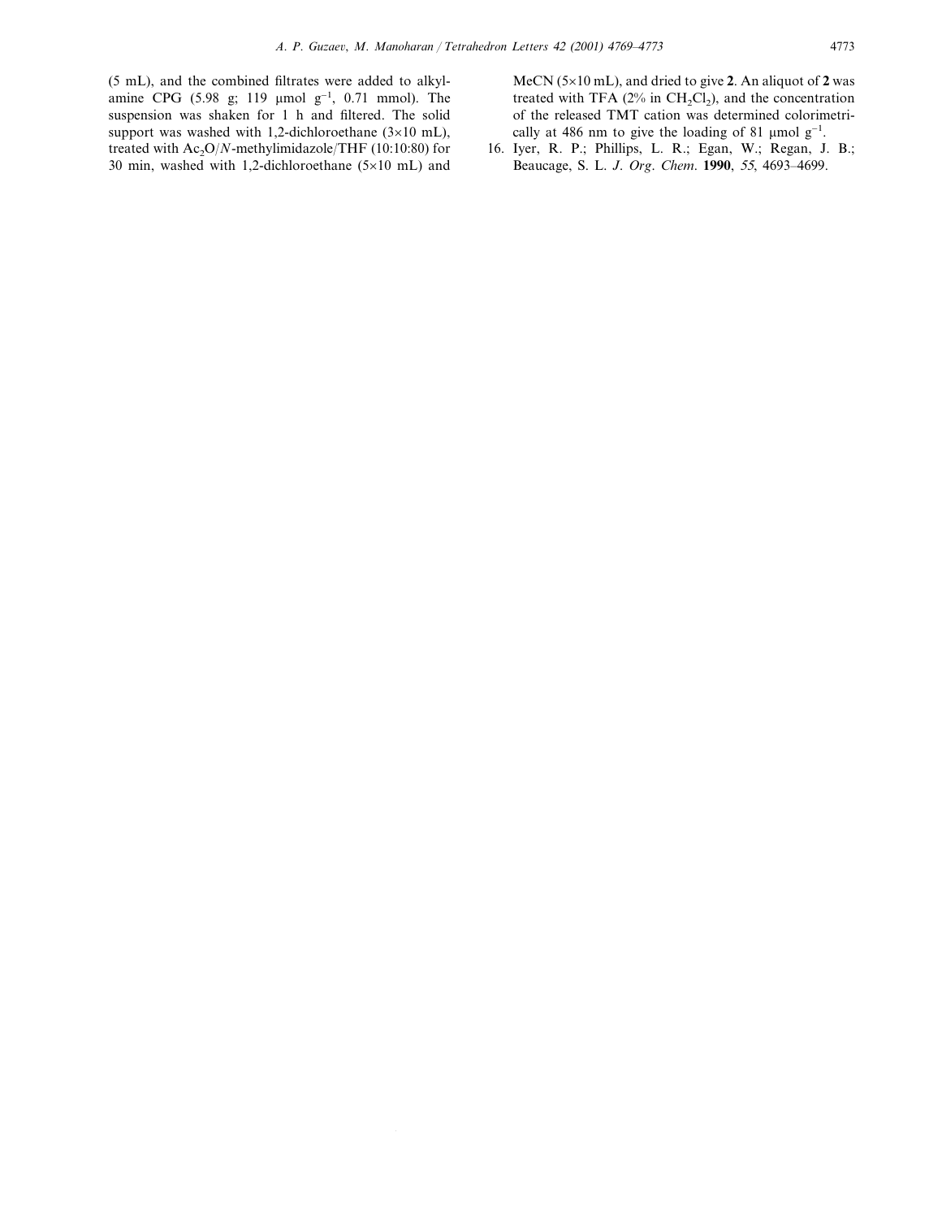(5 mL), and the combined filtrates were added to alkylamine CPG (5.98 g; 119 μmol $g^{-1}$, 0.71 mmol). The suspension was shaken for 1 h and filtered. The solid support was washed with 1,2-dichloroethane (3×10 mL), treated with $Ac_2O$/*N*-methylimidazole/THF (10:10:80) for 30 min, washed with 1,2-dichloroethane (5×10 mL) and MeCN (5×10 mL), and dried to give **2**. An aliquot of **2** was treated with TFA (2% in $CH_2Cl_2$), and the concentration of the released TMT cation was determined colorimetrically at 486 nm to give the loading of 81 μmol $g^{-1}$.

16. Iyer, R. P.; Phillips, L. R.; Egan, W.; Regan, J. B.; Beaucage, S. L. *J. Org. Chem.* **1990**, *55*, 4693–4699.